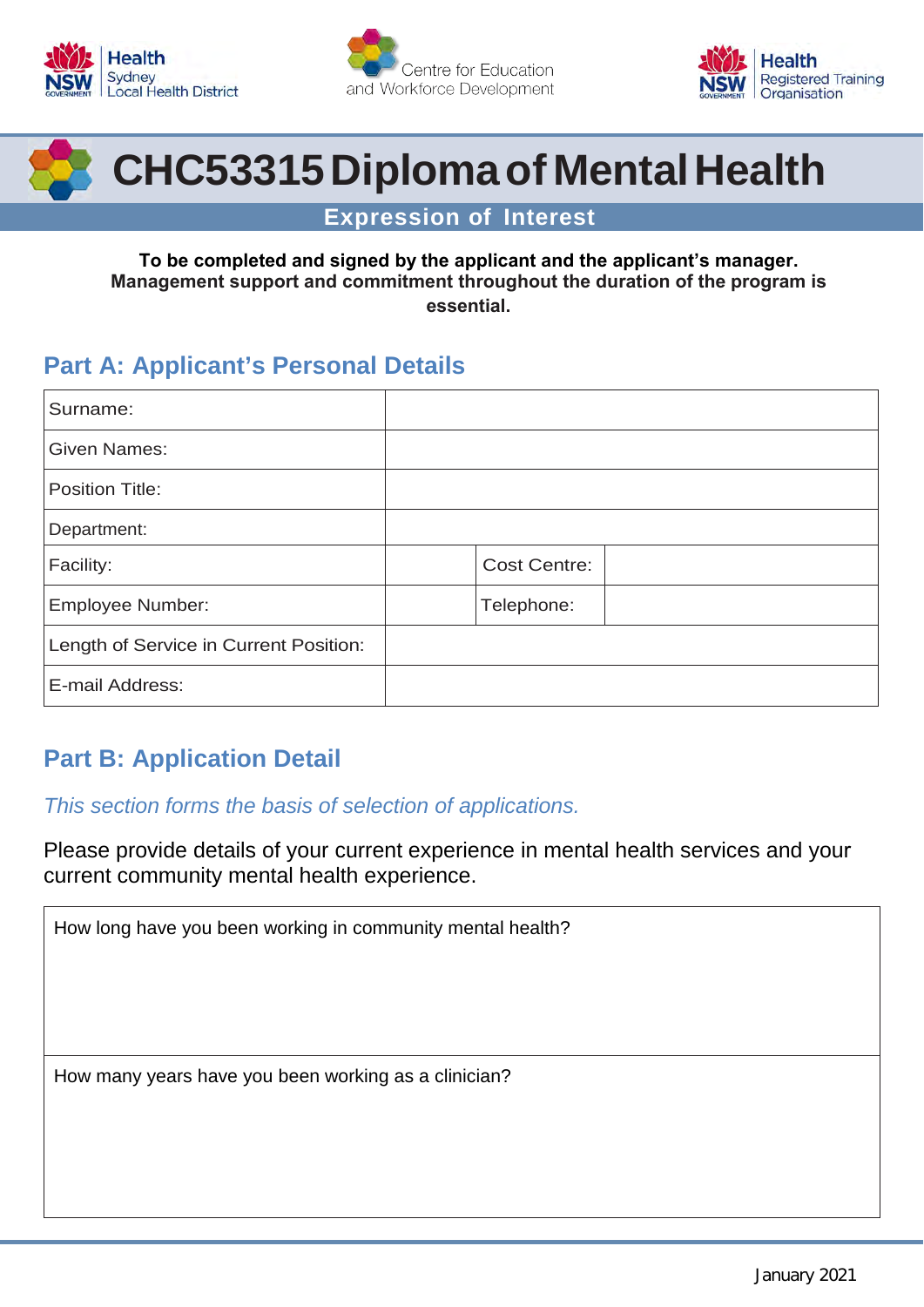# CHC53315 Diploma of Mental Health

## Expression of Interest

**To be completed and signed by the applicant and the applicant's manager. Management support and commitment throughout the duration of the program is essential.**

## Part A: Applicant's Personal Details

| | | | |
|---|---|---|---|
| Surname: | | | |
| Given Names: | | | |
| Position Title: | | | |
| Department: | | | |
| Facility: | | Cost Centre: | |
| Employee Number: | | Telephone: | |
| Length of Service in Current Position: | | | |
| E-mail Address: | | | |

## Part B: Application Detail

*This section forms the basis of selection of applications.*

Please provide details of your current experience in mental health services and your current community mental health experience.

| |
|---|
| How long have you been working in community mental health? |
| How many years have you been working as a clinician? |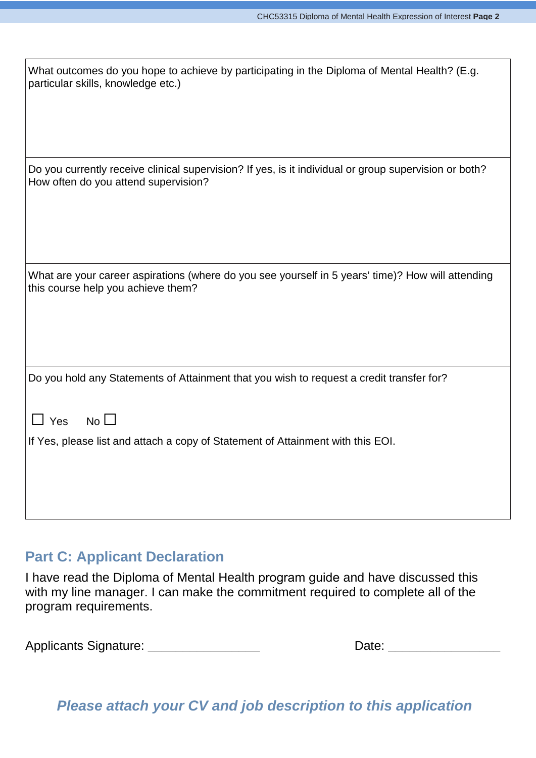| What outcomes do you hope to achieve by participating in the Diploma of Mental Health? (E.g. particular skills, knowledge etc.) |
|---|
| Do you currently receive clinical supervision? If yes, is it individual or group supervision or both? How often do you attend supervision? |
| What are your career aspirations (where do you see yourself in 5 years' time)? How will attending this course help you achieve them? |
| Do you hold any Statements of Attainment that you wish to request a credit transfer for?<br><br>☐ Yes No ☐<br><br>If Yes, please list and attach a copy of Statement of Attainment with this EOI. |

## Part C: Applicant Declaration

I have read the Diploma of Mental Health program guide and have discussed this with my line manager. I can make the commitment required to complete all of the program requirements.

Applicants Signature: ________________ Date: ________________

***Please attach your CV and job description to this application***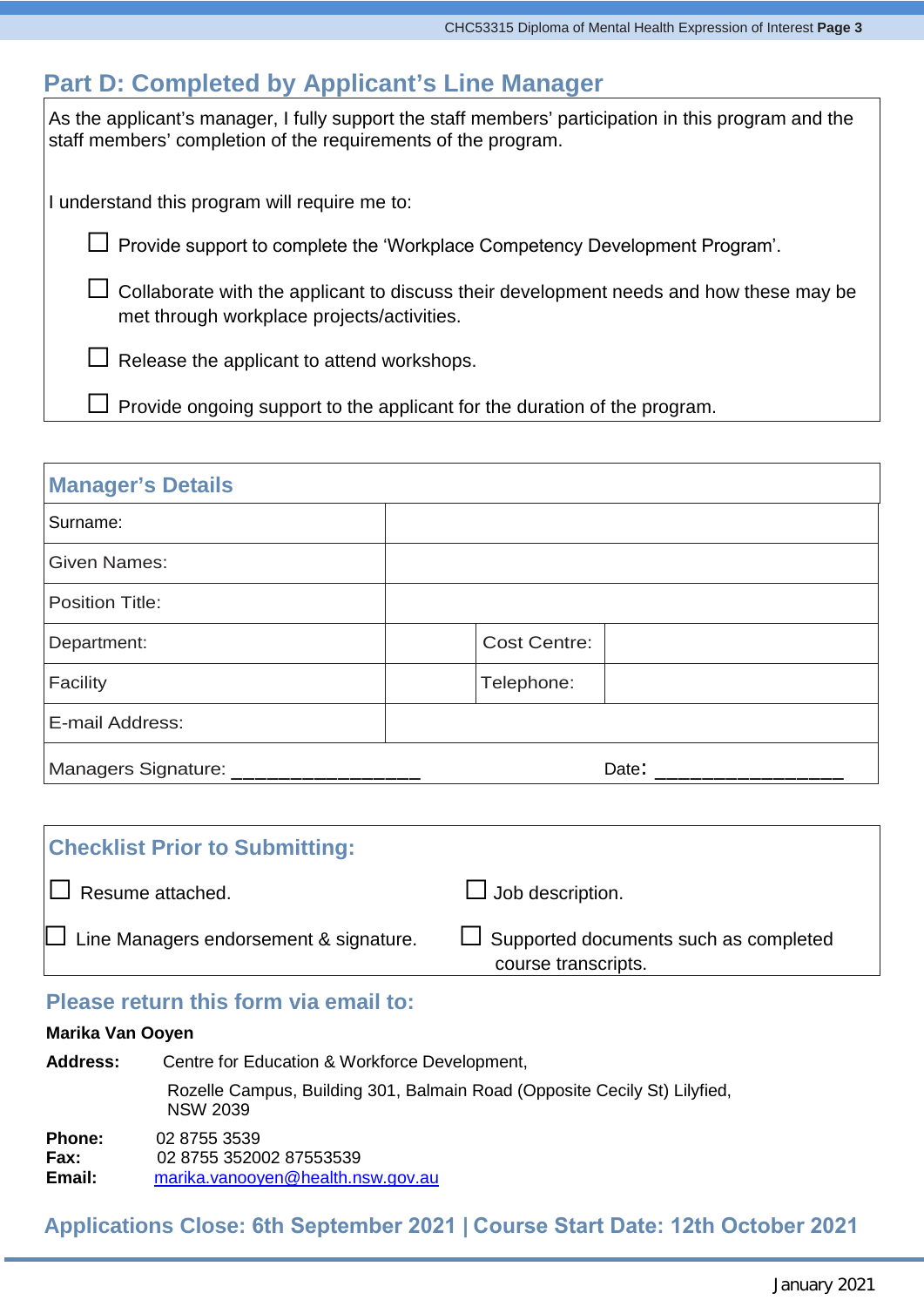## Part D: Completed by Applicant's Line Manager

As the applicant's manager, I fully support the staff members' participation in this program and the staff members' completion of the requirements of the program.

I understand this program will require me to:

- ☐ Provide support to complete the 'Workplace Competency Development Program'.
- ☐ Collaborate with the applicant to discuss their development needs and how these may be met through workplace projects/activities.
- ☐ Release the applicant to attend workshops.
- ☐ Provide ongoing support to the applicant for the duration of the program.

| Manager's Details | | | |
|---|---|---|---|
| Surname: | | | |
| Given Names: | | | |
| Position Title: | | | |
| Department: | | Cost Centre: | |
| Facility | | Telephone: | |
| E-mail Address: | | | |
| Managers Signature: ________________ | | Date: ________________ | |

### Checklist Prior to Submitting:

- ☐ Resume attached.
- ☐ Job description.
- ☐ Line Managers endorsement & signature.
- ☐ Supported documents such as completed course transcripts.

### Please return this form via email to:

**Marika Van Ooyen**

**Address:** Centre for Education & Workforce Development,
Rozelle Campus, Building 301, Balmain Road (Opposite Cecily St) Lilyfied, NSW 2039

**Phone:** 02 8755 3539
**Fax:** 02 8755 352002 87553539
**Email:** marika.vanooyen@health.nsw.gov.au

### Applications Close: 6th September 2021 | Course Start Date: 12th October 2021

January 2021